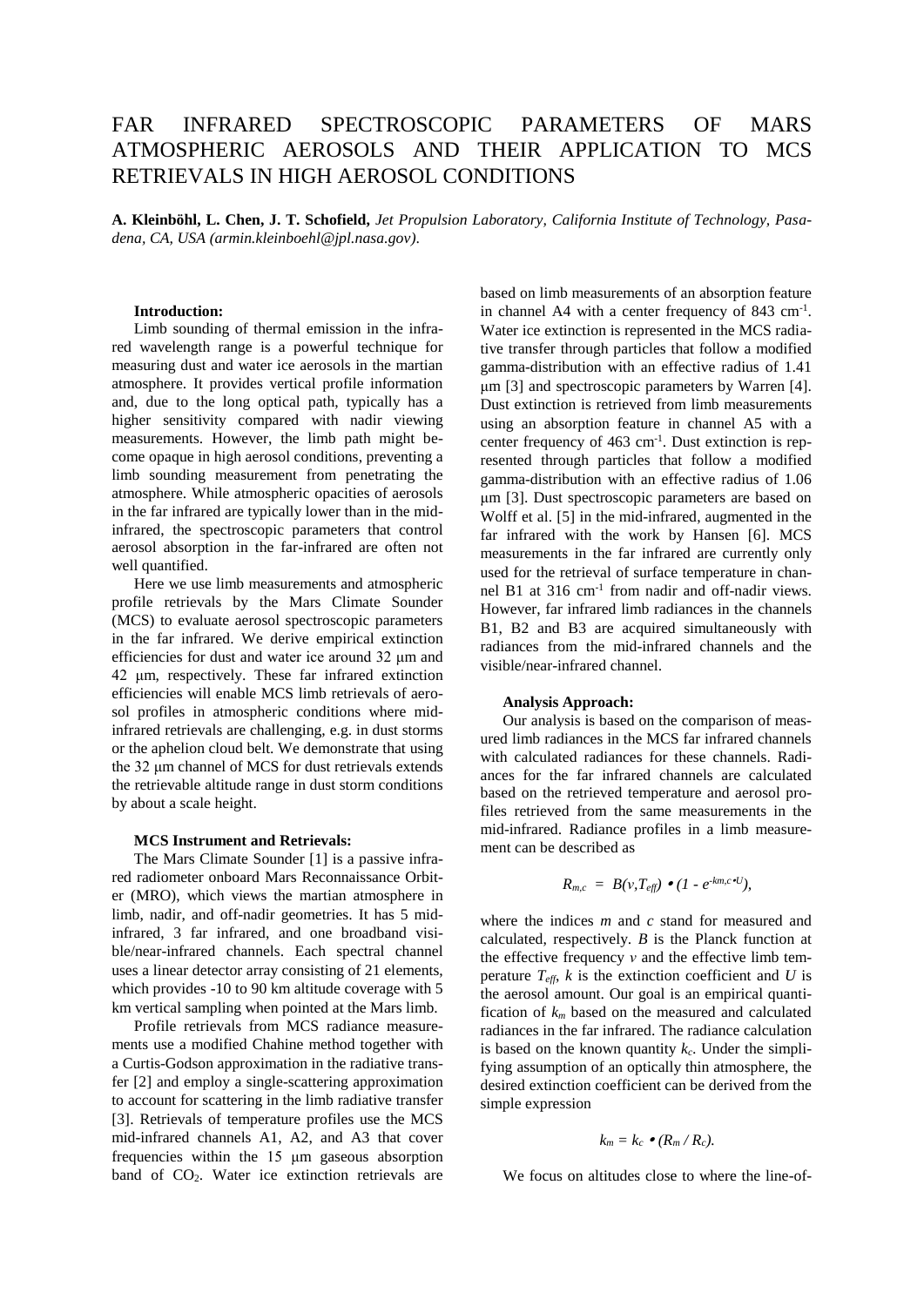# FAR INFRARED SPECTROSCOPIC PARAMETERS OF MARS ATMOSPHERIC AEROSOLS AND THEIR APPLICATION TO MCS RETRIEVALS IN HIGH AEROSOL CONDITIONS

**A. Kleinböhl, L. Chen, J. T. Schofield,** *Jet Propulsion Laboratory, California Institute of Technology, Pasadena, CA, USA (armin.kleinboehl@jpl.nasa.gov).*

**Introduction:**

Limb sounding of thermal emission in the infrared wavelength range is a powerful technique for measuring dust and water ice aerosols in the martian atmosphere. It provides vertical profile information and, due to the long optical path, typically has a higher sensitivity compared with nadir viewing measurements. However, the limb path might become opaque in high aerosol conditions, preventing a limb sounding measurement from penetrating the atmosphere. While atmospheric opacities of aerosols in the far infrared are typically lower than in the mid-infrared, the spectroscopic parameters that control aerosol absorption in the far-infrared are often not well quantified.

Here we use limb measurements and atmospheric profile retrievals by the Mars Climate Sounder (MCS) to evaluate aerosol spectroscopic parameters in the far infrared. We derive empirical extinction efficiencies for dust and water ice around 32 μm and 42 μm, respectively. These far infrared extinction efficiencies will enable MCS limb retrievals of aerosol profiles in atmospheric conditions where mid-infrared retrievals are challenging, e.g. in dust storms or the aphelion cloud belt. We demonstrate that using the 32 μm channel of MCS for dust retrievals extends the retrievable altitude range in dust storm conditions by about a scale height.

**MCS Instrument and Retrievals:**

The Mars Climate Sounder [1] is a passive infrared radiometer onboard Mars Reconnaissance Orbiter (MRO), which views the martian atmosphere in limb, nadir, and off-nadir geometries. It has 5 mid-infrared, 3 far infrared, and one broadband visible/near-infrared channels. Each spectral channel uses a linear detector array consisting of 21 elements, which provides -10 to 90 km altitude coverage with 5 km vertical sampling when pointed at the Mars limb.

Profile retrievals from MCS radiance measurements use a modified Chahine method together with a Curtis-Godson approximation in the radiative transfer [2] and employ a single-scattering approximation to account for scattering in the limb radiative transfer [3]. Retrievals of temperature profiles use the MCS mid-infrared channels A1, A2, and A3 that cover frequencies within the 15 μm gaseous absorption band of $CO_2$. Water ice extinction retrievals are based on limb measurements of an absorption feature in channel A4 with a center frequency of 843 $cm^{-1}$. Water ice extinction is represented in the MCS radiative transfer through particles that follow a modified gamma-distribution with an effective radius of 1.41 μm [3] and spectroscopic parameters by Warren [4]. Dust extinction is retrieved from limb measurements using an absorption feature in channel A5 with a center frequency of 463 $cm^{-1}$. Dust extinction is represented through particles that follow a modified gamma-distribution with an effective radius of 1.06 μm [3]. Dust spectroscopic parameters are based on Wolff et al. [5] in the mid-infrared, augmented in the far infrared with the work by Hansen [6]. MCS measurements in the far infrared are currently only used for the retrieval of surface temperature in channel B1 at 316 $cm^{-1}$ from nadir and off-nadir views. However, far infrared limb radiances in the channels B1, B2 and B3 are acquired simultaneously with radiances from the mid-infrared channels and the visible/near-infrared channel.

**Analysis Approach:**

Our analysis is based on the comparison of measured limb radiances in the MCS far infrared channels with calculated radiances for these channels. Radiances for the far infrared channels are calculated based on the retrieved temperature and aerosol profiles retrieved from the same measurements in the mid-infrared. Radiance profiles in a limb measurement can be described as

$$R_{m,c} = B(\nu, T_{eff}) \bullet (1 - e^{-k_{m,c} \bullet U}),$$

where the indices *m* and *c* stand for measured and calculated, respectively. *B* is the Planck function at the effective frequency $\nu$ and the effective limb temperature $T_{eff}$, *k* is the extinction coefficient and *U* is the aerosol amount. Our goal is an empirical quantification of $k_m$ based on the measured and calculated radiances in the far infrared. The radiance calculation is based on the known quantity $k_c$. Under the simplifying assumption of an optically thin atmosphere, the desired extinction coefficient can be derived from the simple expression

$$k_m = k_c \bullet (R_m / R_c).$$

We focus on altitudes close to where the line-of-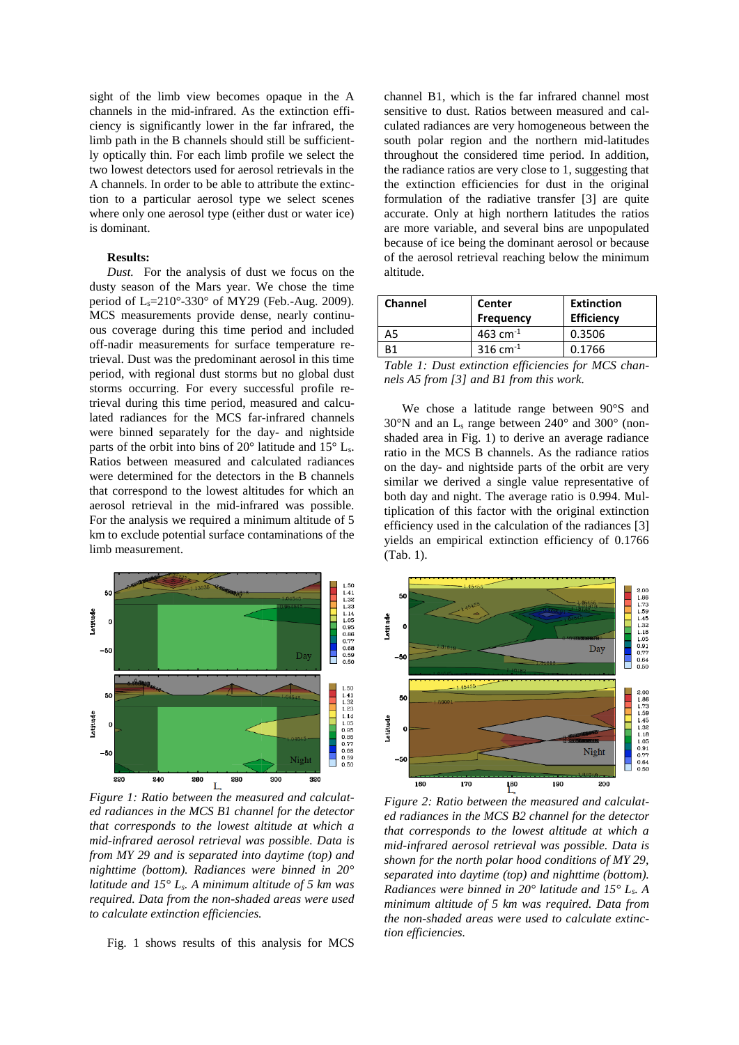sight of the limb view becomes opaque in the A channels in the mid-infrared. As the extinction efficiency is significantly lower in the far infrared, the limb path in the B channels should still be sufficiently optically thin. For each limb profile we select the two lowest detectors used for aerosol retrievals in the A channels. In order to be able to attribute the extinction to a particular aerosol type we select scenes where only one aerosol type (either dust or water ice) is dominant.

**Results:**

*Dust.* For the analysis of dust we focus on the dusty season of the Mars year. We chose the time period of $L_s$=210°-330° of MY29 (Feb.-Aug. 2009). MCS measurements provide dense, nearly continuous coverage during this time period and included off-nadir measurements for surface temperature retrieval. Dust was the predominant aerosol in this time period, with regional dust storms but no global dust storms occurring. For every successful profile retrieval during this time period, measured and calculated radiances for the MCS far-infrared channels were binned separately for the day- and nightside parts of the orbit into bins of 20° latitude and 15° $L_s$. Ratios between measured and calculated radiances were determined for the detectors in the B channels that correspond to the lowest altitudes for which an aerosol retrieval in the mid-infrared was possible. For the analysis we required a minimum altitude of 5 km to exclude potential surface contaminations of the limb measurement.

*Figure 1: Ratio between the measured and calculated radiances in the MCS B1 channel for the detector that corresponds to the lowest altitude at which a mid-infrared aerosol retrieval was possible. Data is from MY 29 and is separated into daytime (top) and nighttime (bottom). Radiances were binned in 20° latitude and 15° $L_s$. A minimum altitude of 5 km was required. Data from the non-shaded areas were used to calculate extinction efficiencies.*

Fig. 1 shows results of this analysis for MCS channel B1, which is the far infrared channel most sensitive to dust. Ratios between measured and calculated radiances are very homogeneous between the south polar region and the northern mid-latitudes throughout the considered time period. In addition, the radiance ratios are very close to 1, suggesting that the extinction efficiencies for dust in the original formulation of the radiative transfer [3] are quite accurate. Only at high northern latitudes the ratios are more variable, and several bins are unpopulated because of ice being the dominant aerosol or because of the aerosol retrieval reaching below the minimum altitude.

| Channel | Center Frequency | Extinction Efficiency |
|---|---|---|
| A5 | 463 $cm^{-1}$ | 0.3506 |
| B1 | 316 $cm^{-1}$ | 0.1766 |

*Table 1: Dust extinction efficiencies for MCS channels A5 from [3] and B1 from this work.*

We chose a latitude range between 90°S and 30°N and an $L_s$ range between 240° and 300° (non-shaded area in Fig. 1) to derive an average radiance ratio in the MCS B channels. As the radiance ratios on the day- and nightside parts of the orbit are very similar we derived a single value representative of both day and night. The average ratio is 0.994. Multiplication of this factor with the original extinction efficiency used in the calculation of the radiances [3] yields an empirical extinction efficiency of 0.1766 (Tab. 1).

*Figure 2: Ratio between the measured and calculated radiances in the MCS B2 channel for the detector that corresponds to the lowest altitude at which a mid-infrared aerosol retrieval was possible. Data is shown for the north polar hood conditions of MY 29, separated into daytime (top) and nighttime (bottom). Radiances were binned in 20° latitude and 15° $L_s$. A minimum altitude of 5 km was required. Data from the non-shaded areas were used to calculate extinction efficiencies.*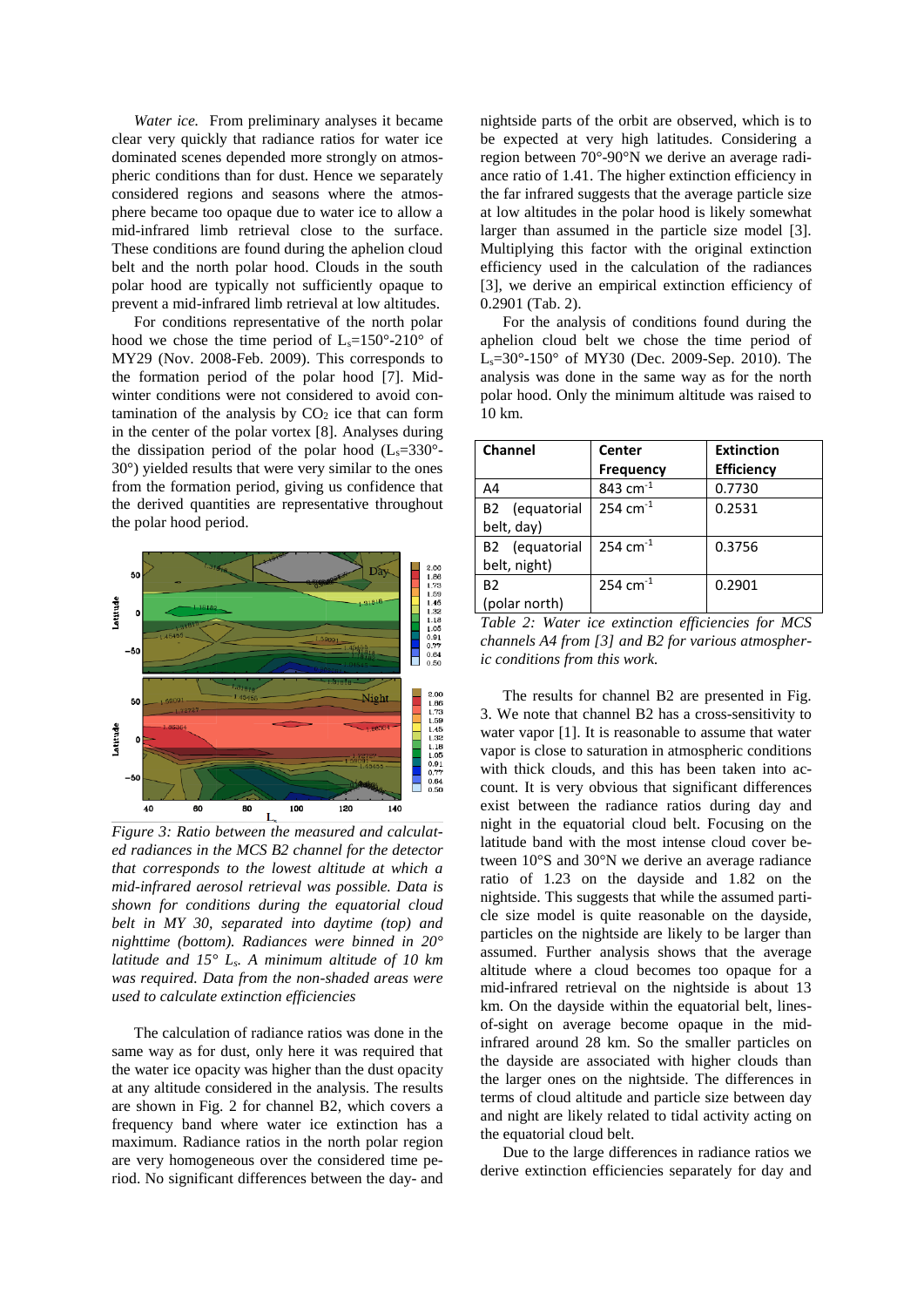*Water ice.* From preliminary analyses it became clear very quickly that radiance ratios for water ice dominated scenes depended more strongly on atmospheric conditions than for dust. Hence we separately considered regions and seasons where the atmosphere became too opaque due to water ice to allow a mid-infrared limb retrieval close to the surface. These conditions are found during the aphelion cloud belt and the north polar hood. Clouds in the south polar hood are typically not sufficiently opaque to prevent a mid-infrared limb retrieval at low altitudes.

For conditions representative of the north polar hood we chose the time period of $L_s$=150°-210° of MY29 (Nov. 2008-Feb. 2009). This corresponds to the formation period of the polar hood [7]. Mid-winter conditions were not considered to avoid contamination of the analysis by $CO_2$ ice that can form in the center of the polar vortex [8]. Analyses during the dissipation period of the polar hood ($L_s$=330°-30°) yielded results that were very similar to the ones from the formation period, giving us confidence that the derived quantities are representative throughout the polar hood period.

*Figure 3: Ratio between the measured and calculated radiances in the MCS B2 channel for the detector that corresponds to the lowest altitude at which a mid-infrared aerosol retrieval was possible. Data is shown for conditions during the equatorial cloud belt in MY 30, separated into daytime (top) and nighttime (bottom). Radiances were binned in 20° latitude and 15° $L_s$. A minimum altitude of 10 km was required. Data from the non-shaded areas were used to calculate extinction efficiencies*

The calculation of radiance ratios was done in the same way as for dust, only here it was required that the water ice opacity was higher than the dust opacity at any altitude considered in the analysis. The results are shown in Fig. 2 for channel B2, which covers a frequency band where water ice extinction has a maximum. Radiance ratios in the north polar region are very homogeneous over the considered time period. No significant differences between the day- and nightside parts of the orbit are observed, which is to be expected at very high latitudes. Considering a region between 70°-90°N we derive an average radiance ratio of 1.41. The higher extinction efficiency in the far infrared suggests that the average particle size at low altitudes in the polar hood is likely somewhat larger than assumed in the particle size model [3]. Multiplying this factor with the original extinction efficiency used in the calculation of the radiances [3], we derive an empirical extinction efficiency of 0.2901 (Tab. 2).

For the analysis of conditions found during the aphelion cloud belt we chose the time period of $L_s$=30°-150° of MY30 (Dec. 2009-Sep. 2010). The analysis was done in the same way as for the north polar hood. Only the minimum altitude was raised to 10 km.

| Channel | Center Frequency | Extinction Efficiency |
|---|---|---|
| A4 | 843 $cm^{-1}$ | 0.7730 |
| B2 (equatorial belt, day) | 254 $cm^{-1}$ | 0.2531 |
| B2 (equatorial belt, night) | 254 $cm^{-1}$ | 0.3756 |
| B2 (polar north) | 254 $cm^{-1}$ | 0.2901 |

*Table 2: Water ice extinction efficiencies for MCS channels A4 from [3] and B2 for various atmospheric conditions from this work.*

The results for channel B2 are presented in Fig. 3. We note that channel B2 has a cross-sensitivity to water vapor [1]. It is reasonable to assume that water vapor is close to saturation in atmospheric conditions with thick clouds, and this has been taken into account. It is very obvious that significant differences exist between the radiance ratios during day and night in the equatorial cloud belt. Focusing on the latitude band with the most intense cloud cover between 10°S and 30°N we derive an average radiance ratio of 1.23 on the dayside and 1.82 on the nightside. This suggests that while the assumed particle size model is quite reasonable on the dayside, particles on the nightside are likely to be larger than assumed. Further analysis shows that the average altitude where a cloud becomes too opaque for a mid-infrared retrieval on the nightside is about 13 km. On the dayside within the equatorial belt, lines-of-sight on average become opaque in the mid-infrared around 28 km. So the smaller particles on the dayside are associated with higher clouds than the larger ones on the nightside. The differences in terms of cloud altitude and particle size between day and night are likely related to tidal activity acting on the equatorial cloud belt.

Due to the large differences in radiance ratios we derive extinction efficiencies separately for day and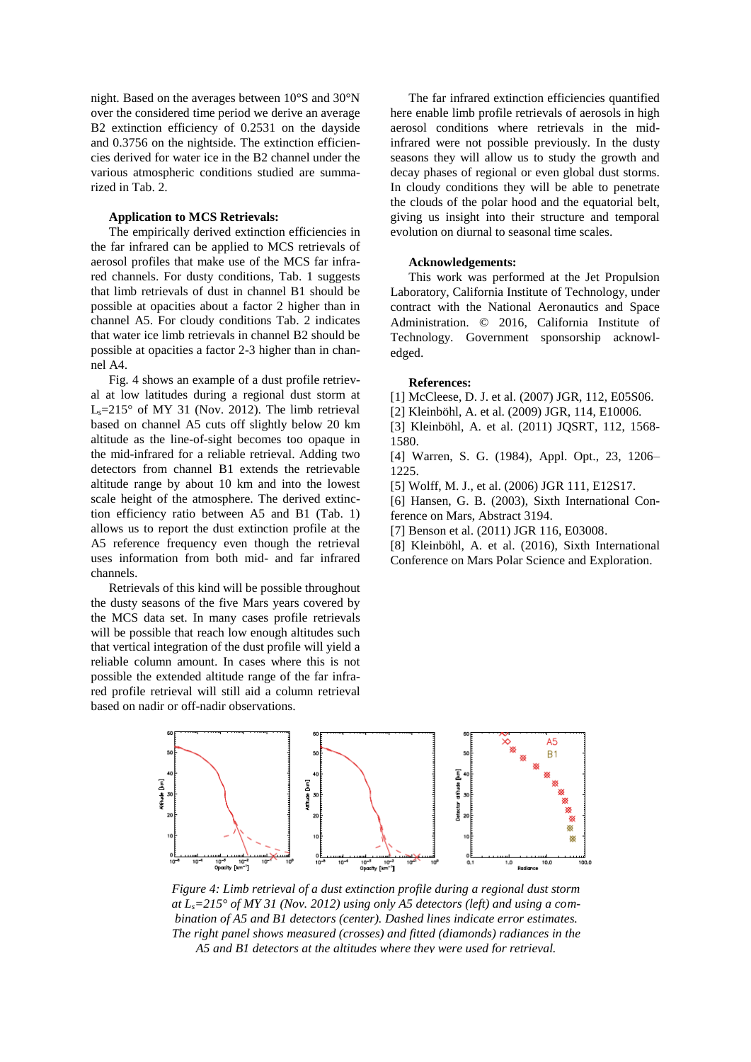night. Based on the averages between 10°S and 30°N over the considered time period we derive an average B2 extinction efficiency of 0.2531 on the dayside and 0.3756 on the nightside. The extinction efficiencies derived for water ice in the B2 channel under the various atmospheric conditions studied are summarized in Tab. 2.

**Application to MCS Retrievals:**

The empirically derived extinction efficiencies in the far infrared can be applied to MCS retrievals of aerosol profiles that make use of the MCS far infrared channels. For dusty conditions, Tab. 1 suggests that limb retrievals of dust in channel B1 should be possible at opacities about a factor 2 higher than in channel A5. For cloudy conditions Tab. 2 indicates that water ice limb retrievals in channel B2 should be possible at opacities a factor 2-3 higher than in channel A4.

Fig. 4 shows an example of a dust profile retrieval at low latitudes during a regional dust storm at $L_s$=215° of MY 31 (Nov. 2012). The limb retrieval based on channel A5 cuts off slightly below 20 km altitude as the line-of-sight becomes too opaque in the mid-infrared for a reliable retrieval. Adding two detectors from channel B1 extends the retrievable altitude range by about 10 km and into the lowest scale height of the atmosphere. The derived extinction efficiency ratio between A5 and B1 (Tab. 1) allows us to report the dust extinction profile at the A5 reference frequency even though the retrieval uses information from both mid- and far infrared channels.

Retrievals of this kind will be possible throughout the dusty seasons of the five Mars years covered by the MCS data set. In many cases profile retrievals will be possible that reach low enough altitudes such that vertical integration of the dust profile will yield a reliable column amount. In cases where this is not possible the extended altitude range of the far infrared profile retrieval will still aid a column retrieval based on nadir or off-nadir observations.

The far infrared extinction efficiencies quantified here enable limb profile retrievals of aerosols in high aerosol conditions where retrievals in the mid-infrared were not possible previously. In the dusty seasons they will allow us to study the growth and decay phases of regional or even global dust storms. In cloudy conditions they will be able to penetrate the clouds of the polar hood and the equatorial belt, giving us insight into their structure and temporal evolution on diurnal to seasonal time scales.

**Acknowledgements:**

This work was performed at the Jet Propulsion Laboratory, California Institute of Technology, under contract with the National Aeronautics and Space Administration. © 2016, California Institute of Technology. Government sponsorship acknowledged.

**References:**

[1] McCleese, D. J. et al. (2007) JGR, 112, E05S06.
[2] Kleinböhl, A. et al. (2009) JGR, 114, E10006.
[3] Kleinböhl, A. et al. (2011) JQSRT, 112, 1568-1580.
[4] Warren, S. G. (1984), Appl. Opt., 23, 1206–1225.
[5] Wolff, M. J., et al. (2006) JGR 111, E12S17.
[6] Hansen, G. B. (2003), Sixth International Conference on Mars, Abstract 3194.
[7] Benson et al. (2011) JGR 116, E03008.
[8] Kleinböhl, A. et al. (2016), Sixth International Conference on Mars Polar Science and Exploration.

Altitude [km]
Opacity [km$^{-1}$]

Altitude [km]
Opacity [km$^{-1}$]

Detector altitude [km]
Radiance
A5
B1

*Figure 4: Limb retrieval of a dust extinction profile during a regional dust storm at $L_s$=215° of MY 31 (Nov. 2012) using only A5 detectors (left) and using a combination of A5 and B1 detectors (center). Dashed lines indicate error estimates. The right panel shows measured (crosses) and fitted (diamonds) radiances in the A5 and B1 detectors at the altitudes where they were used for retrieval.*